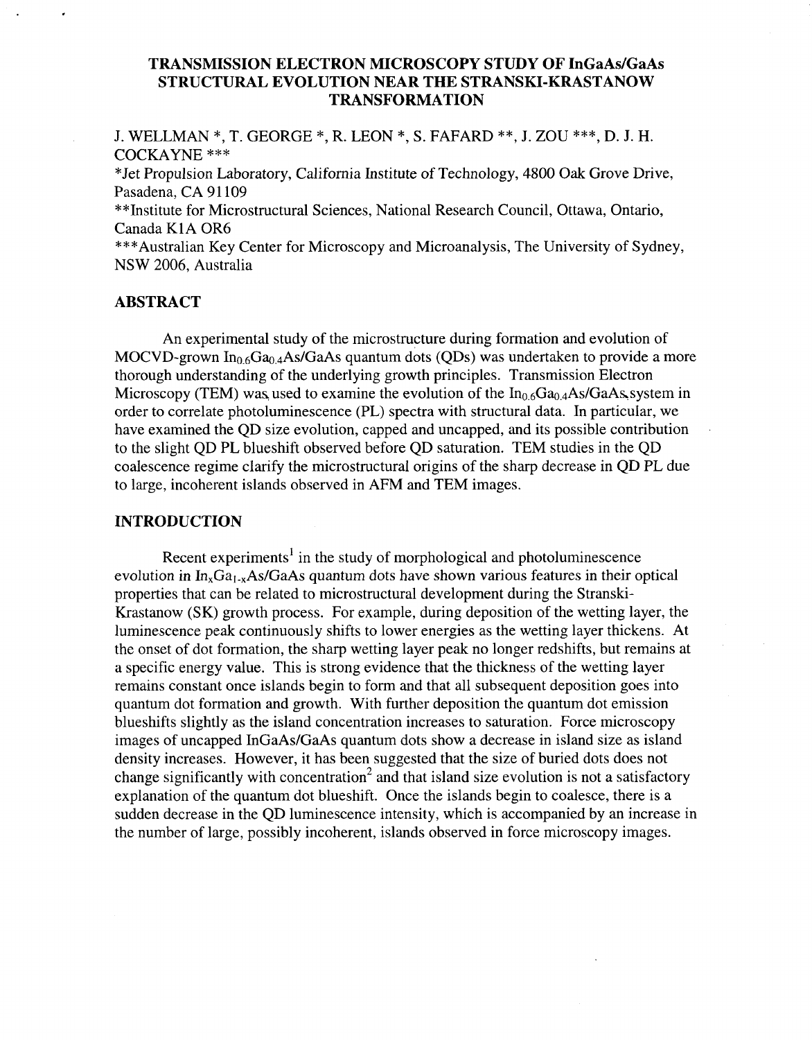# TRANSMISSION ELECTRON MICROSCOPY STUDY OF InGaAs/GaAs STRUCTURAL EVOLUTION NEAR THE STRANSKI-KRASTANOW TRANSFORMATION

J. WELLMAN *, T. GEORGE *, R. LEON *, S. FAFARD **, J. ZOU ***, D. J. H. COCKAYNE ***

*Jet Propulsion Laboratory, California Institute of Technology, 4800 Oak Grove Drive, Pasadena, CA 91109

**Institute for Microstructural Sciences, National Research Council, Ottawa, Ontario, Canada K1A OR6

***Australian Key Center for Microscopy and Microanalysis, The University of Sydney, NSW 2006, Australia

## ABSTRACT

An experimental study of the microstructure during formation and evolution of MOCVD-grown $In_{0.6}Ga_{0.4}As/GaAs$ quantum dots (QDs) was undertaken to provide a more thorough understanding of the underlying growth principles. Transmission Electron Microscopy (TEM) was used to examine the evolution of the $In_{0.6}Ga_{0.4}As/GaAs$ system in order to correlate photoluminescence (PL) spectra with structural data. In particular, we have examined the QD size evolution, capped and uncapped, and its possible contribution to the slight QD PL blueshift observed before QD saturation. TEM studies in the QD coalescence regime clarify the microstructural origins of the sharp decrease in QD PL due to large, incoherent islands observed in AFM and TEM images.

## INTRODUCTION

Recent experiments[1] in the study of morphological and photoluminescence evolution in $In_xGa_{1-x}As/GaAs$ quantum dots have shown various features in their optical properties that can be related to microstructural development during the Stranski-Krastanow (SK) growth process. For example, during deposition of the wetting layer, the luminescence peak continuously shifts to lower energies as the wetting layer thickens. At the onset of dot formation, the sharp wetting layer peak no longer redshifts, but remains at a specific energy value. This is strong evidence that the thickness of the wetting layer remains constant once islands begin to form and that all subsequent deposition goes into quantum dot formation and growth. With further deposition the quantum dot emission blueshifts slightly as the island concentration increases to saturation. Force microscopy images of uncapped InGaAs/GaAs quantum dots show a decrease in island size as island density increases. However, it has been suggested that the size of buried dots does not change significantly with concentration[2] and that island size evolution is not a satisfactory explanation of the quantum dot blueshift. Once the islands begin to coalesce, there is a sudden decrease in the QD luminescence intensity, which is accompanied by an increase in the number of large, possibly incoherent, islands observed in force microscopy images.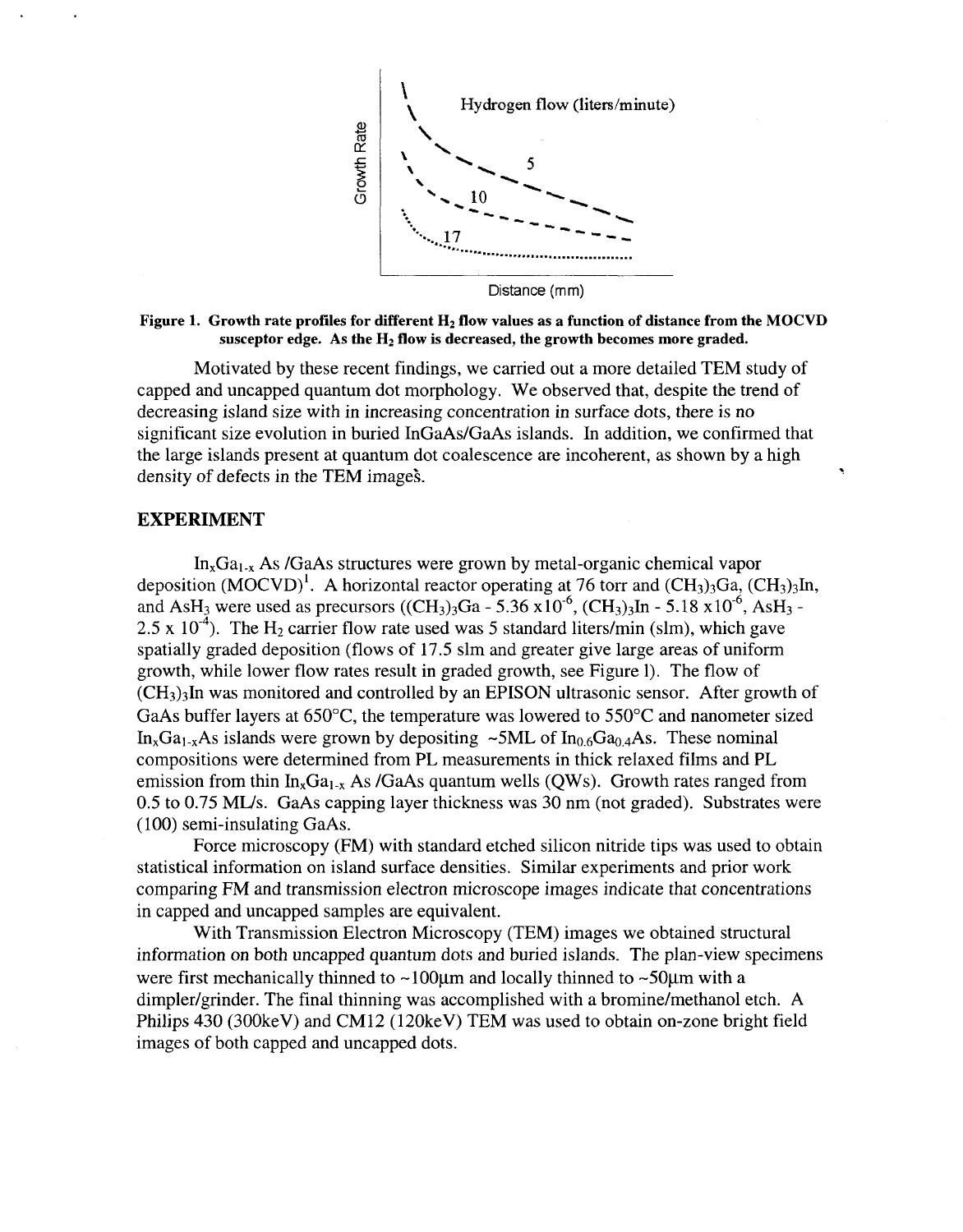Figure 1. Growth rate profiles for different $H_2$ flow values as a function of distance from the MOCVD susceptor edge. As the $H_2$ flow is decreased, the growth becomes more graded.

Motivated by these recent findings, we carried out a more detailed TEM study of capped and uncapped quantum dot morphology. We observed that, despite the trend of decreasing island size with in increasing concentration in surface dots, there is no significant size evolution in buried InGaAs/GaAs islands. In addition, we confirmed that the large islands present at quantum dot coalescence are incoherent, as shown by a high density of defects in the TEM images.

## EXPERIMENT

$In_xGa_{1-x}As$ /GaAs structures were grown by metal-organic chemical vapor deposition (MOCVD)[1]. A horizontal reactor operating at 76 torr and $(CH_3)_3Ga$, $(CH_3)_3In$, and $AsH_3$ were used as precursors ($(CH_3)_3Ga$ - $5.36 \times 10^{-6}$, $(CH_3)_3In$ - $5.18 \times 10^{-6}$, $AsH_3$ - $2.5 \times 10^{-4}$). The $H_2$ carrier flow rate used was 5 standard liters/min (slm), which gave spatially graded deposition (flows of 17.5 slm and greater give large areas of uniform growth, while lower flow rates result in graded growth, see Figure 1). The flow of $(CH_3)_3In$ was monitored and controlled by an EPISON ultrasonic sensor. After growth of GaAs buffer layers at 650°C, the temperature was lowered to 550°C and nanometer sized $In_xGa_{1-x}As$ islands were grown by depositing ~5ML of $In_{0.6}Ga_{0.4}As$. These nominal compositions were determined from PL measurements in thick relaxed films and PL emission from thin $In_xGa_{1-x}As$ /GaAs quantum wells (QWs). Growth rates ranged from 0.5 to 0.75 ML/s. GaAs capping layer thickness was 30 nm (not graded). Substrates were (100) semi-insulating GaAs.

Force microscopy (FM) with standard etched silicon nitride tips was used to obtain statistical information on island surface densities. Similar experiments and prior work comparing FM and transmission electron microscope images indicate that concentrations in capped and uncapped samples are equivalent.

With Transmission Electron Microscopy (TEM) images we obtained structural information on both uncapped quantum dots and buried islands. The plan-view specimens were first mechanically thinned to ~100μm and locally thinned to ~50μm with a dimpler/grinder. The final thinning was accomplished with a bromine/methanol etch. A Philips 430 (300keV) and CM12 (120keV) TEM was used to obtain on-zone bright field images of both capped and uncapped dots.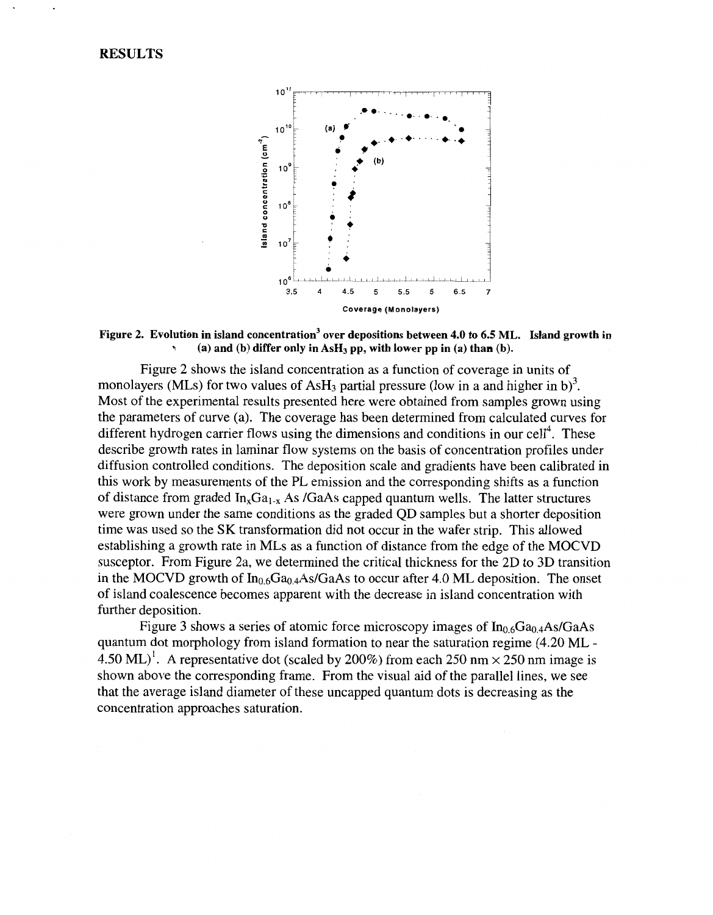## RESULTS

**Figure 2. Evolution in island concentration[3] over depositions between 4.0 to 6.5 ML. Island growth in (a) and (b) differ only in $AsH_3$ pp, with lower pp in (a) than (b).**

Figure 2 shows the island concentration as a function of coverage in units of monolayers (MLs) for two values of $AsH_3$ partial pressure (low in a and higher in b)[3]. Most of the experimental results presented here were obtained from samples grown using the parameters of curve (a). The coverage has been determined from calculated curves for different hydrogen carrier flows using the dimensions and conditions in our cell[4]. These describe growth rates in laminar flow systems on the basis of concentration profiles under diffusion controlled conditions. The deposition scale and gradients have been calibrated in this work by measurements of the PL emission and the corresponding shifts as a function of distance from graded $In_xGa_{1-x}As$ /GaAs capped quantum wells. The latter structures were grown under the same conditions as the graded QD samples but a shorter deposition time was used so the SK transformation did not occur in the wafer strip. This allowed establishing a growth rate in MLs as a function of distance from the edge of the MOCVD susceptor. From Figure 2a, we determined the critical thickness for the 2D to 3D transition in the MOCVD growth of $In_{0.6}Ga_{0.4}As$/GaAs to occur after 4.0 ML deposition. The onset of island coalescence becomes apparent with the decrease in island concentration with further deposition.

Figure 3 shows a series of atomic force microscopy images of $In_{0.6}Ga_{0.4}As$/GaAs quantum dot morphology from island formation to near the saturation regime (4.20 ML - 4.50 ML)[1]. A representative dot (scaled by 200%) from each 250 nm × 250 nm image is shown above the corresponding frame. From the visual aid of the parallel lines, we see that the average island diameter of these uncapped quantum dots is decreasing as the concentration approaches saturation.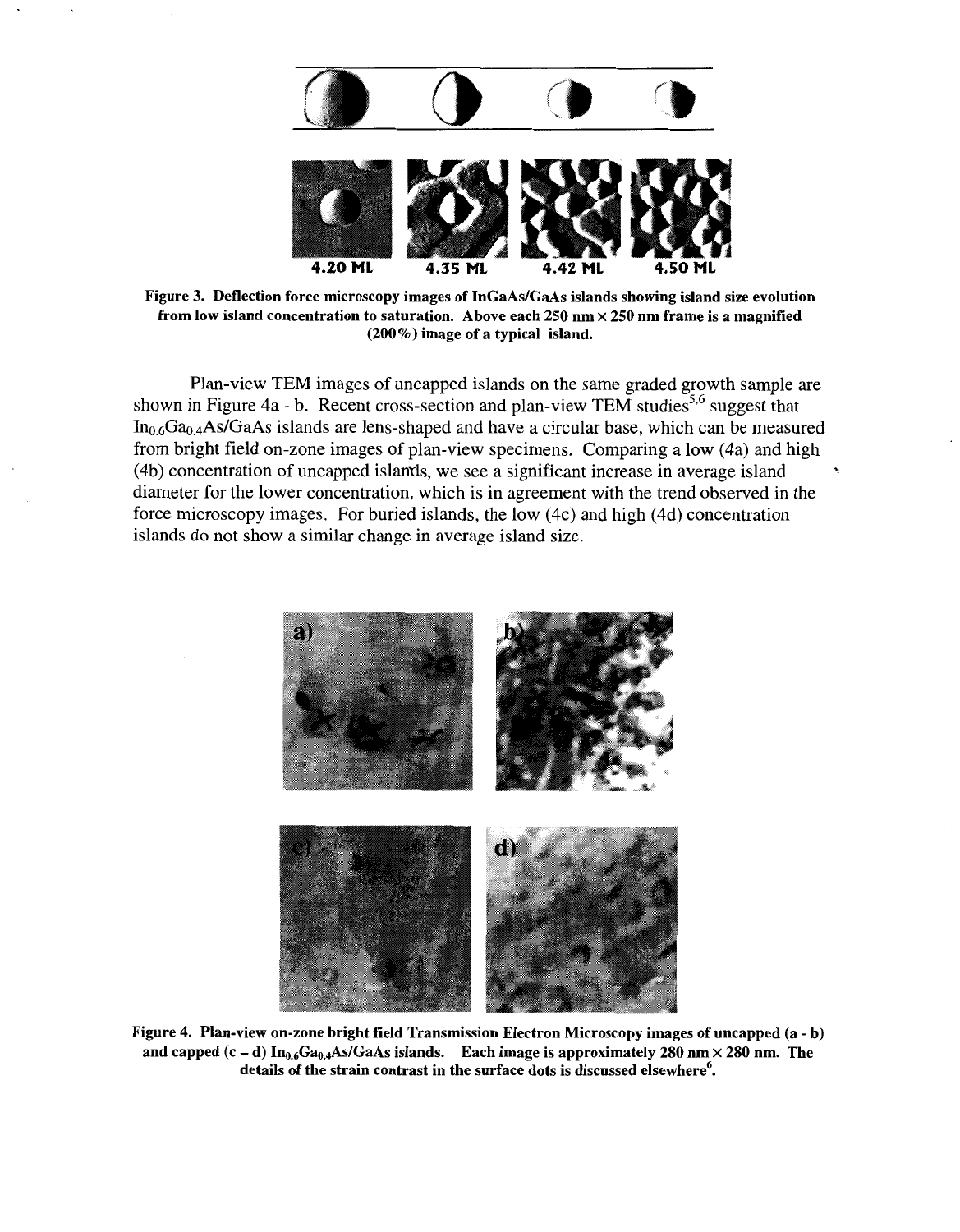4.20 ML 4.35 ML 4.42 ML 4.50 ML

**Figure 3. Deflection force microscopy images of InGaAs/GaAs islands showing island size evolution from low island concentration to saturation. Above each 250 nm × 250 nm frame is a magnified (200%) image of a typical island.**

Plan-view TEM images of uncapped islands on the same graded growth sample are shown in Figure 4a - b. Recent cross-section and plan-view TEM studies[5,6] suggest that $In_{0.6}Ga_{0.4}As/GaAs$ islands are lens-shaped and have a circular base, which can be measured from bright field on-zone images of plan-view specimens. Comparing a low (4a) and high (4b) concentration of uncapped islands, we see a significant increase in average island diameter for the lower concentration, which is in agreement with the trend observed in the force microscopy images. For buried islands, the low (4c) and high (4d) concentration islands do not show a similar change in average island size.

**Figure 4. Plan-view on-zone bright field Transmission Electron Microscopy images of uncapped (a - b) and capped (c – d) $In_{0.6}Ga_{0.4}As/GaAs$ islands. Each image is approximately 280 nm × 280 nm. The details of the strain contrast in the surface dots is discussed elsewhere[6].**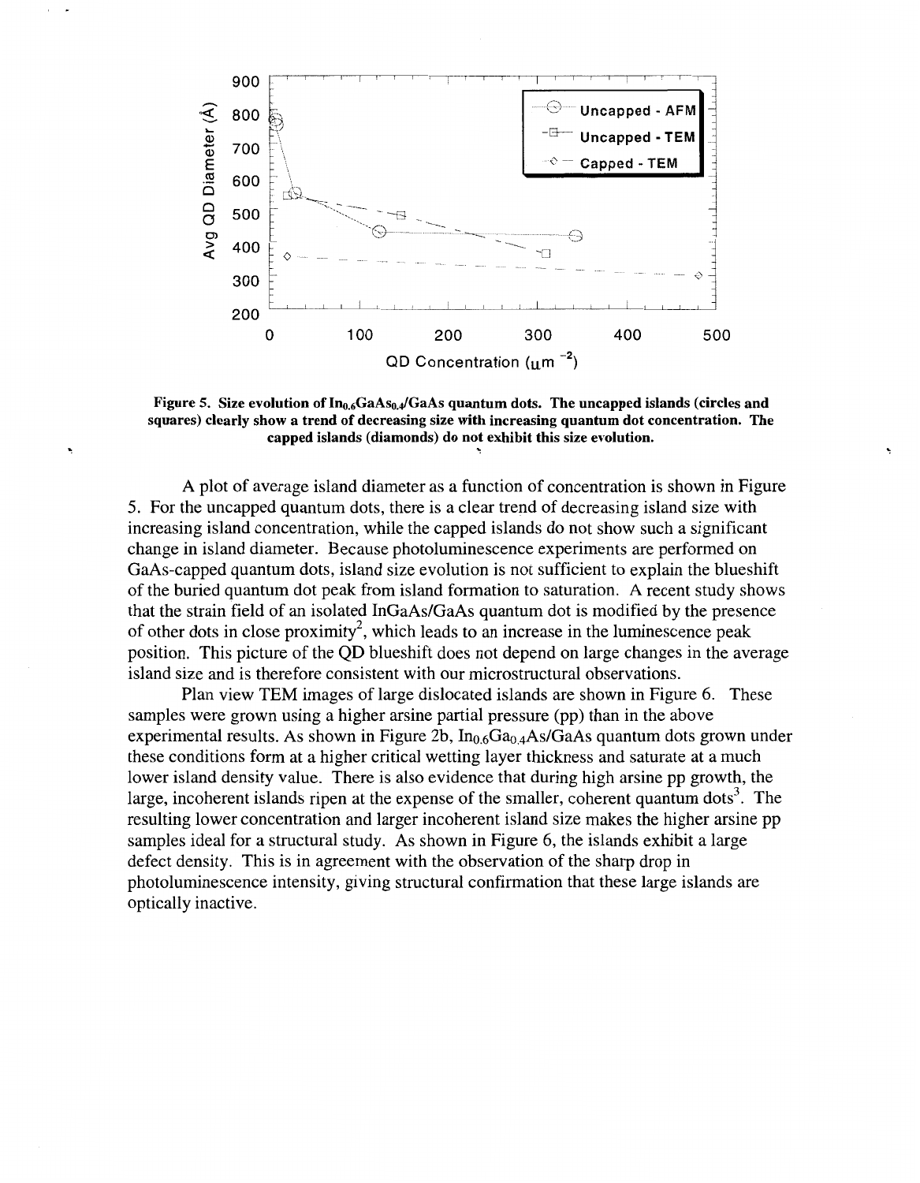Figure 5. Size evolution of $In_{0.6}GaAs_{0.4}/GaAs$ quantum dots. The uncapped islands (circles and squares) clearly show a trend of decreasing size with increasing quantum dot concentration. The capped islands (diamonds) do not exhibit this size evolution.

A plot of average island diameter as a function of concentration is shown in Figure 5. For the uncapped quantum dots, there is a clear trend of decreasing island size with increasing island concentration, while the capped islands do not show such a significant change in island diameter. Because photoluminescence experiments are performed on GaAs-capped quantum dots, island size evolution is not sufficient to explain the blueshift of the buried quantum dot peak from island formation to saturation. A recent study shows that the strain field of an isolated InGaAs/GaAs quantum dot is modified by the presence of other dots in close proximity[2], which leads to an increase in the luminescence peak position. This picture of the QD blueshift does not depend on large changes in the average island size and is therefore consistent with our microstructural observations.

Plan view TEM images of large dislocated islands are shown in Figure 6. These samples were grown using a higher arsine partial pressure (pp) than in the above experimental results. As shown in Figure 2b, $In_{0.6}Ga_{0.4}As/GaAs$ quantum dots grown under these conditions form at a higher critical wetting layer thickness and saturate at a much lower island density value. There is also evidence that during high arsine pp growth, the large, incoherent islands ripen at the expense of the smaller, coherent quantum dots[3]. The resulting lower concentration and larger incoherent island size makes the higher arsine pp samples ideal for a structural study. As shown in Figure 6, the islands exhibit a large defect density. This is in agreement with the observation of the sharp drop in photoluminescence intensity, giving structural confirmation that these large islands are optically inactive.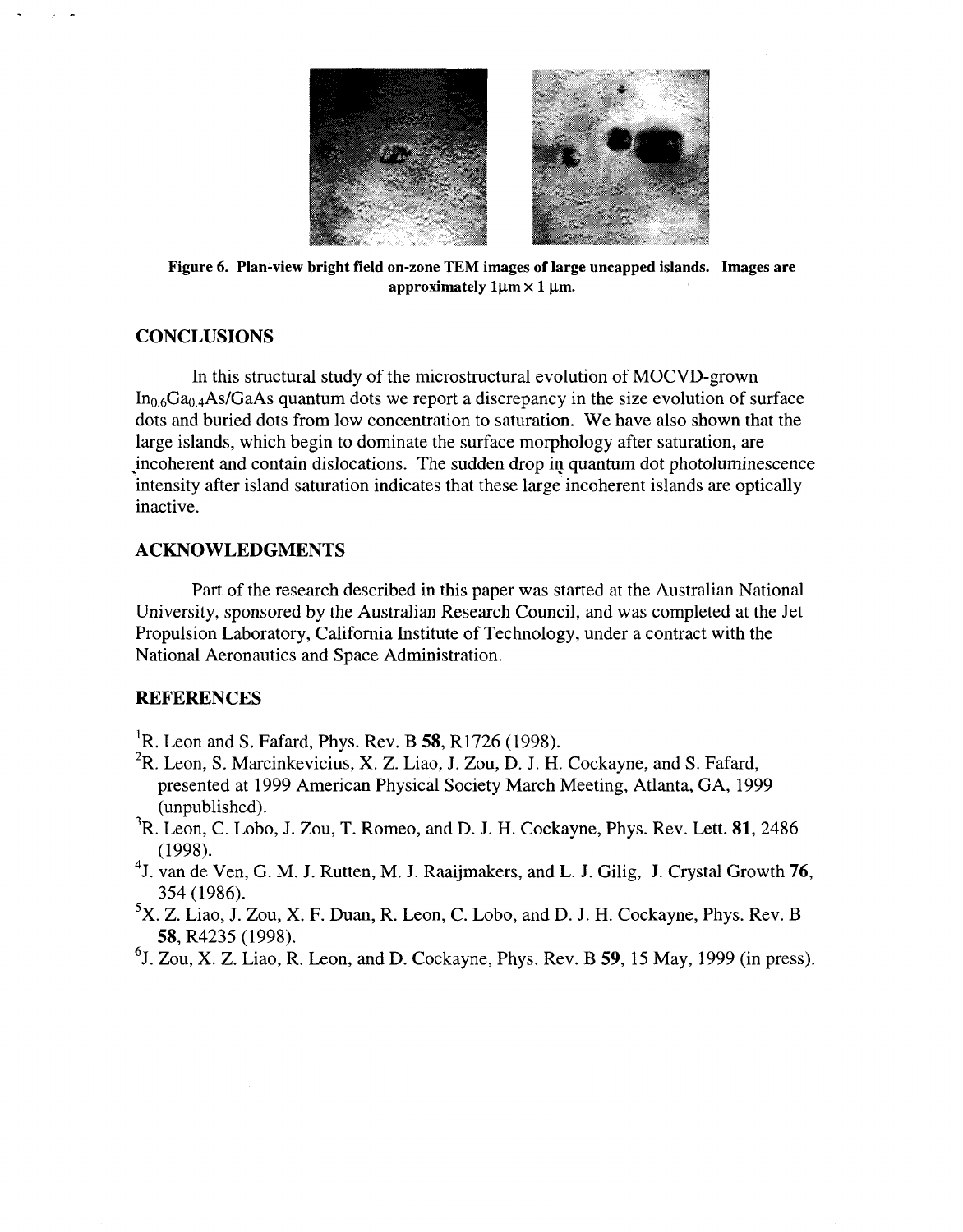**Figure 6. Plan-view bright field on-zone TEM images of large uncapped islands. Images are approximately 1μm × 1 μm.**

## CONCLUSIONS

In this structural study of the microstructural evolution of MOCVD-grown $In_{0.6}Ga_{0.4}As$/GaAs quantum dots we report a discrepancy in the size evolution of surface dots and buried dots from low concentration to saturation. We have also shown that the large islands, which begin to dominate the surface morphology after saturation, are incoherent and contain dislocations. The sudden drop in quantum dot photoluminescence intensity after island saturation indicates that these large incoherent islands are optically inactive.

## ACKNOWLEDGMENTS

Part of the research described in this paper was started at the Australian National University, sponsored by the Australian Research Council, and was completed at the Jet Propulsion Laboratory, California Institute of Technology, under a contract with the National Aeronautics and Space Administration.

## REFERENCES

[1] R. Leon and S. Fafard, Phys. Rev. B **58**, R1726 (1998).

[2] R. Leon, S. Marcinkevicius, X. Z. Liao, J. Zou, D. J. H. Cockayne, and S. Fafard, presented at 1999 American Physical Society March Meeting, Atlanta, GA, 1999 (unpublished).

[3] R. Leon, C. Lobo, J. Zou, T. Romeo, and D. J. H. Cockayne, Phys. Rev. Lett. **81**, 2486 (1998).

[4] J. van de Ven, G. M. J. Rutten, M. J. Raaijmakers, and L. J. Gilig, J. Crystal Growth **76**, 354 (1986).

[5] X. Z. Liao, J. Zou, X. F. Duan, R. Leon, C. Lobo, and D. J. H. Cockayne, Phys. Rev. B **58**, R4235 (1998).

[6] J. Zou, X. Z. Liao, R. Leon, and D. Cockayne, Phys. Rev. B **59**, 15 May, 1999 (in press).